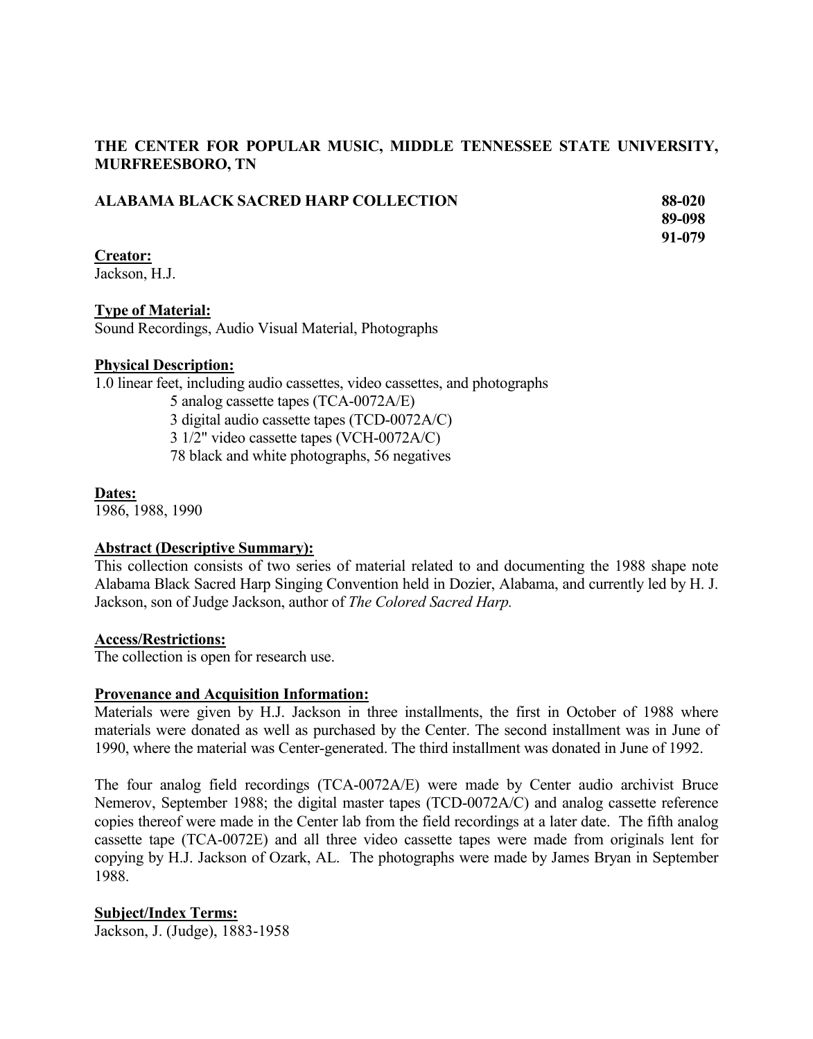**THE CENTER FOR POPULAR MUSIC, MIDDLE TENNESSEE STATE UNIVERSITY, MURFREESBORO, TN**

**ALABAMA BLACK SACRED HARP COLLECTION** **88-020**
**89-098**
**91-079**

**Creator:**
Jackson, H.J.

**Type of Material:**
Sound Recordings, Audio Visual Material, Photographs

**Physical Description:**
1.0 linear feet, including audio cassettes, video cassettes, and photographs

- 5 analog cassette tapes (TCA-0072A/E)
- 3 digital audio cassette tapes (TCD-0072A/C)
- 3 1/2" video cassette tapes (VCH-0072A/C)
- 78 black and white photographs, 56 negatives

**Dates:**
1986, 1988, 1990

**Abstract (Descriptive Summary):**
This collection consists of two series of material related to and documenting the 1988 shape note Alabama Black Sacred Harp Singing Convention held in Dozier, Alabama, and currently led by H. J. Jackson, son of Judge Jackson, author of *The Colored Sacred Harp.*

**Access/Restrictions:**
The collection is open for research use.

**Provenance and Acquisition Information:**
Materials were given by H.J. Jackson in three installments, the first in October of 1988 where materials were donated as well as purchased by the Center. The second installment was in June of 1990, where the material was Center-generated. The third installment was donated in June of 1992.

The four analog field recordings (TCA-0072A/E) were made by Center audio archivist Bruce Nemerov, September 1988; the digital master tapes (TCD-0072A/C) and analog cassette reference copies thereof were made in the Center lab from the field recordings at a later date. The fifth analog cassette tape (TCA-0072E) and all three video cassette tapes were made from originals lent for copying by H.J. Jackson of Ozark, AL. The photographs were made by James Bryan in September 1988.

**Subject/Index Terms:**
Jackson, J. (Judge), 1883-1958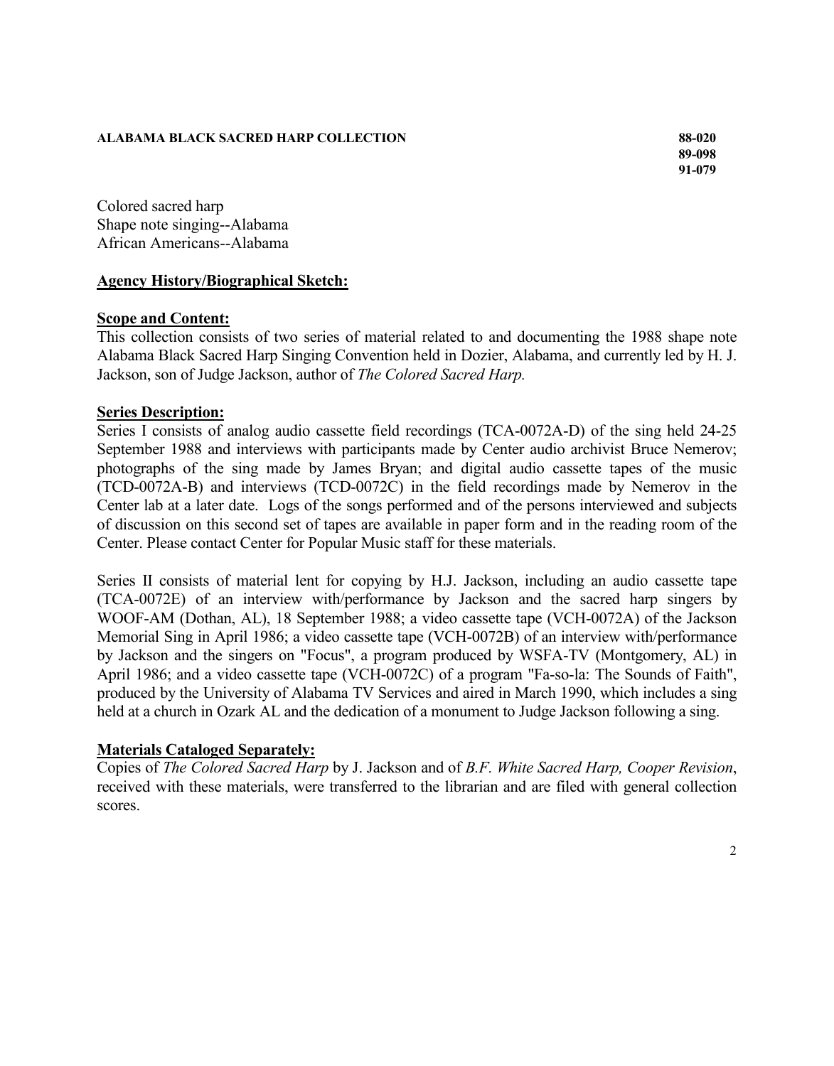**ALABAMA BLACK SACRED HARP COLLECTION** **88-020**
**89-098**
**91-079**

Colored sacred harp
Shape note singing--Alabama
African Americans--Alabama

**Agency History/Biographical Sketch:**

**Scope and Content:**
This collection consists of two series of material related to and documenting the 1988 shape note Alabama Black Sacred Harp Singing Convention held in Dozier, Alabama, and currently led by H. J. Jackson, son of Judge Jackson, author of *The Colored Sacred Harp.*

**Series Description:**
Series I consists of analog audio cassette field recordings (TCA-0072A-D) of the sing held 24-25 September 1988 and interviews with participants made by Center audio archivist Bruce Nemerov; photographs of the sing made by James Bryan; and digital audio cassette tapes of the music (TCD-0072A-B) and interviews (TCD-0072C) in the field recordings made by Nemerov in the Center lab at a later date. Logs of the songs performed and of the persons interviewed and subjects of discussion on this second set of tapes are available in paper form and in the reading room of the Center. Please contact Center for Popular Music staff for these materials.

Series II consists of material lent for copying by H.J. Jackson, including an audio cassette tape (TCA-0072E) of an interview with/performance by Jackson and the sacred harp singers by WOOF-AM (Dothan, AL), 18 September 1988; a video cassette tape (VCH-0072A) of the Jackson Memorial Sing in April 1986; a video cassette tape (VCH-0072B) of an interview with/performance by Jackson and the singers on "Focus", a program produced by WSFA-TV (Montgomery, AL) in April 1986; and a video cassette tape (VCH-0072C) of a program "Fa-so-la: The Sounds of Faith", produced by the University of Alabama TV Services and aired in March 1990, which includes a sing held at a church in Ozark AL and the dedication of a monument to Judge Jackson following a sing.

**Materials Cataloged Separately:**
Copies of *The Colored Sacred Harp* by J. Jackson and of *B.F. White Sacred Harp, Cooper Revision*, received with these materials, were transferred to the librarian and are filed with general collection scores.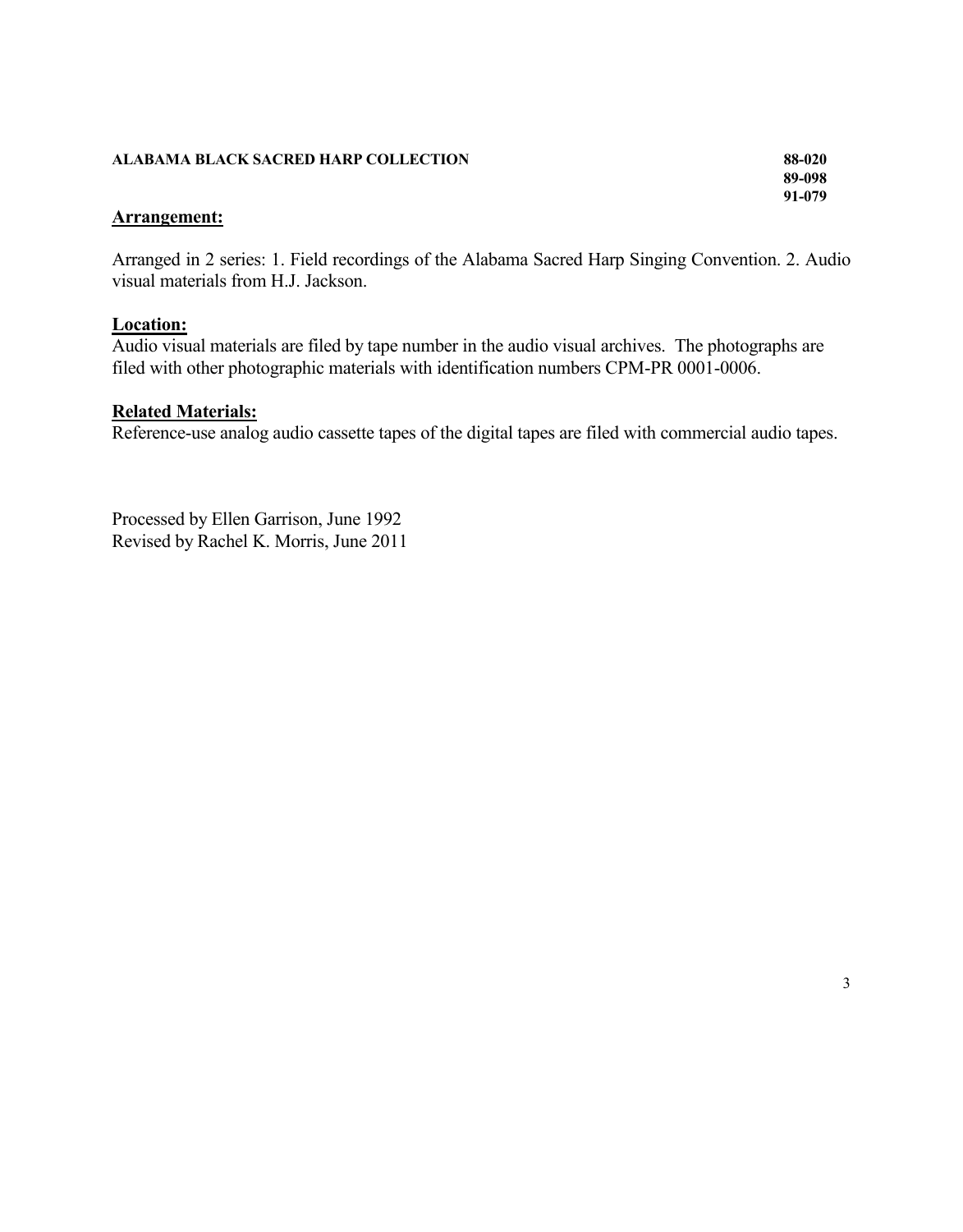**ALABAMA BLACK SACRED HARP COLLECTION** **88-020**
**89-098**
**91-079**

## Arrangement:

Arranged in 2 series: 1. Field recordings of the Alabama Sacred Harp Singing Convention. 2. Audio visual materials from H.J. Jackson.

## Location:

Audio visual materials are filed by tape number in the audio visual archives. The photographs are filed with other photographic materials with identification numbers CPM-PR 0001-0006.

## Related Materials:

Reference-use analog audio cassette tapes of the digital tapes are filed with commercial audio tapes.

Processed by Ellen Garrison, June 1992
Revised by Rachel K. Morris, June 2011